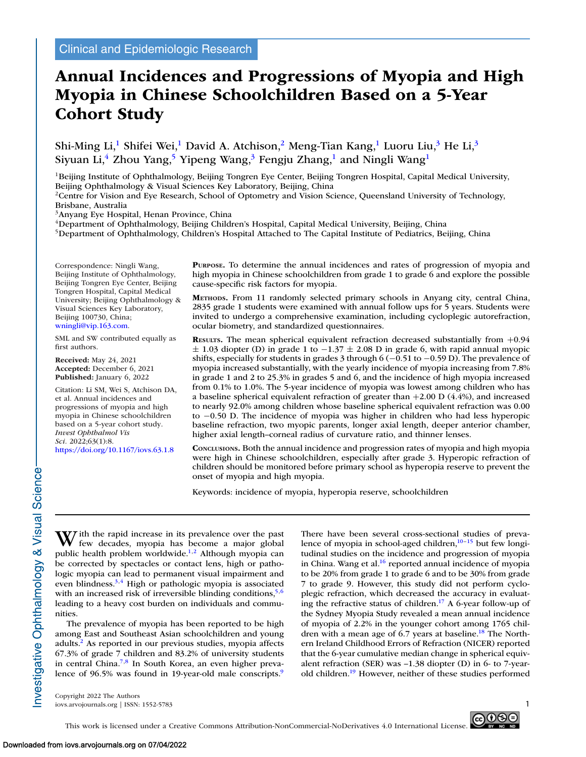Clinical and Epidemiologic Research

# Annual Incidences and Progressions of Myopia and High Myopia in Chinese Schoolchildren Based on a 5-Year Cohort Study

Shi-Ming Li,[1] Shifei Wei,[1] David A. Atchison,[2] Meng-Tian Kang,[1] Luoru Liu,[3] He Li,[3] Siyuan Li,[4] Zhou Yang,[5] Yipeng Wang,[3] Fengju Zhang,[1] and Ningli Wang[1]

[1]Beijing Institute of Ophthalmology, Beijing Tongren Eye Center, Beijing Tongren Hospital, Capital Medical University, Beijing Ophthalmology & Visual Sciences Key Laboratory, Beijing, China
[2]Centre for Vision and Eye Research, School of Optometry and Vision Science, Queensland University of Technology, Brisbane, Australia
[3]Anyang Eye Hospital, Henan Province, China
[4]Department of Ophthalmology, Beijing Children's Hospital, Capital Medical University, Beijing, China
[5]Department of Ophthalmology, Children's Hospital Attached to The Capital Institute of Pediatrics, Beijing, China

Correspondence: Ningli Wang, Beijing Institute of Ophthalmology, Beijing Tongren Eye Center, Beijing Tongren Hospital, Capital Medical University; Beijing Ophthalmology & Visual Sciences Key Laboratory, Beijing 100730, China; wningli@vip.163.com.

SML and SW contributed equally as first authors.

**Received:** May 24, 2021
**Accepted:** December 6, 2021
**Published:** January 6, 2022

Citation: Li SM, Wei S, Atchison DA, et al. Annual incidences and progressions of myopia and high myopia in Chinese schoolchildren based on a 5-year cohort study. *Invest Ophthalmol Vis Sci.* 2022;63(1):8. https://doi.org/10.1167/iovs.63.1.8

**Purpose.** To determine the annual incidences and rates of progression of myopia and high myopia in Chinese schoolchildren from grade 1 to grade 6 and explore the possible cause-specific risk factors for myopia.

**Methods.** From 11 randomly selected primary schools in Anyang city, central China, 2835 grade 1 students were examined with annual follow ups for 5 years. Students were invited to undergo a comprehensive examination, including cycloplegic autorefraction, ocular biometry, and standardized questionnaires.

**Results.** The mean spherical equivalent refraction decreased substantially from +0.94 ± 1.03 diopter (D) in grade 1 to −1.37 ± 2.08 D in grade 6, with rapid annual myopic shifts, especially for students in grades 3 through 6 (−0.51 to −0.59 D). The prevalence of myopia increased substantially, with the yearly incidence of myopia increasing from 7.8% in grade 1 and 2 to 25.3% in grades 5 and 6, and the incidence of high myopia increased from 0.1% to 1.0%. The 5-year incidence of myopia was lowest among children who has a baseline spherical equivalent refraction of greater than +2.00 D (4.4%), and increased to nearly 92.0% among children whose baseline spherical equivalent refraction was 0.00 to −0.50 D. The incidence of myopia was higher in children who had less hyperopic baseline refraction, two myopic parents, longer axial length, deeper anterior chamber, higher axial length–corneal radius of curvature ratio, and thinner lenses.

**Conclusions.** Both the annual incidence and progression rates of myopia and high myopia were high in Chinese schoolchildren, especially after grade 3. Hyperopic refraction of children should be monitored before primary school as hyperopia reserve to prevent the onset of myopia and high myopia.

Keywords: incidence of myopia, hyperopia reserve, schoolchildren

With the rapid increase in its prevalence over the past few decades, myopia has become a major global public health problem worldwide.[1,2] Although myopia can be corrected by spectacles or contact lens, high or pathologic myopia can lead to permanent visual impairment and even blindness.[3,4] High or pathologic myopia is associated with an increased risk of irreversible blinding conditions,[5,6] leading to a heavy cost burden on individuals and communities.

The prevalence of myopia has been reported to be high among East and Southeast Asian schoolchildren and young adults.[2] As reported in our previous studies, myopia affects 67.3% of grade 7 children and 83.2% of university students in central China.[7,8] In South Korea, an even higher prevalence of 96.5% was found in 19-year-old male conscripts.[9] There have been several cross-sectional studies of prevalence of myopia in school-aged children,[10–15] but few longitudinal studies on the incidence and progression of myopia in China. Wang et al.[16] reported annual incidence of myopia to be 20% from grade 1 to grade 6 and to be 30% from grade 7 to grade 9. However, this study did not perform cycloplegic refraction, which decreased the accuracy in evaluating the refractive status of children.[17] A 6-year follow-up of the Sydney Myopia Study revealed a mean annual incidence of myopia of 2.2% in the younger cohort among 1765 children with a mean age of 6.7 years at baseline.[18] The Northern Ireland Childhood Errors of Refraction (NICER) reported that the 6-year cumulative median change in spherical equivalent refraction (SER) was −1.38 diopter (D) in 6- to 7-year-old children.[19] However, neither of these studies performed

Copyright 2022 The Authors
iovs.arvojournals.org | ISSN: 1552-5783

This work is licensed under a Creative Commons Attribution-NonCommercial-NoDerivatives 4.0 International License.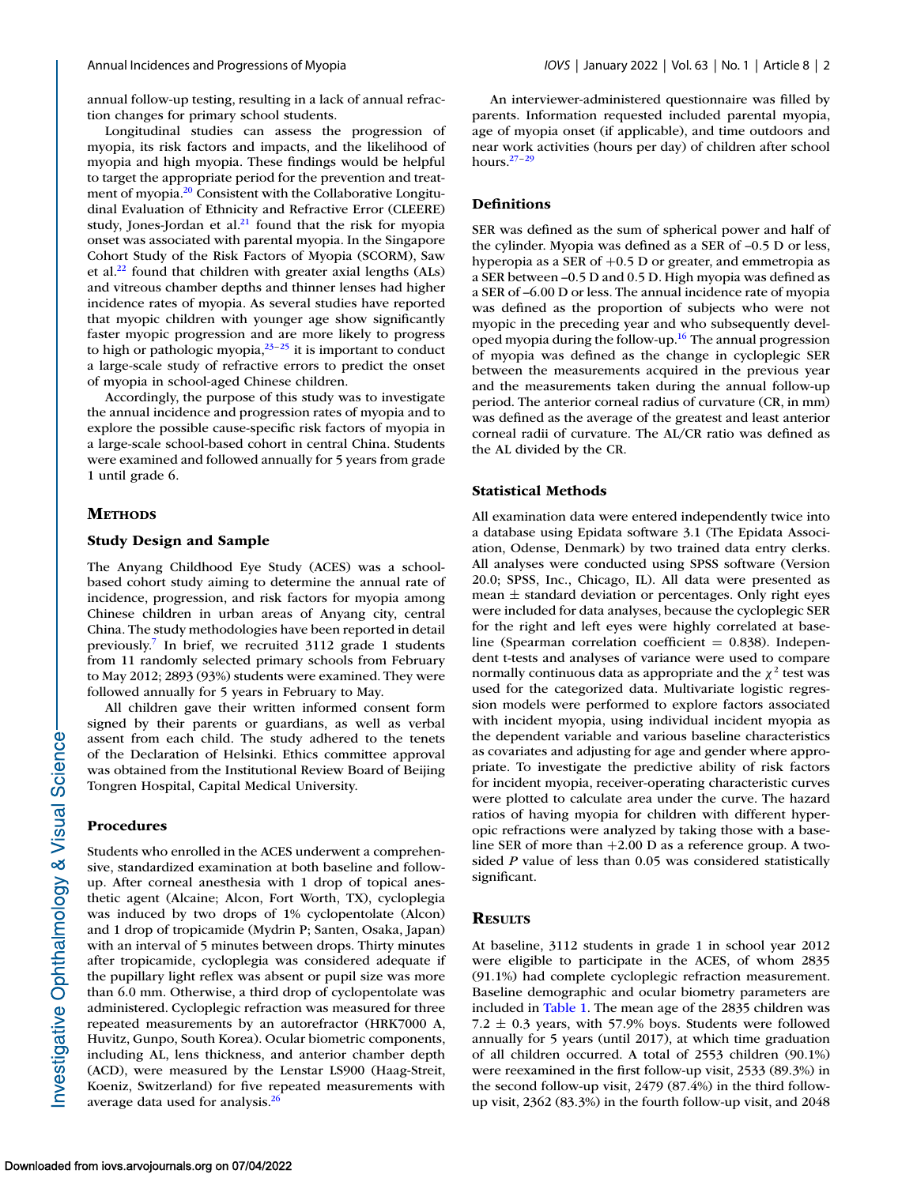annual follow-up testing, resulting in a lack of annual refraction changes for primary school students.

Longitudinal studies can assess the progression of myopia, its risk factors and impacts, and the likelihood of myopia and high myopia. These findings would be helpful to target the appropriate period for the prevention and treatment of myopia.[20] Consistent with the Collaborative Longitudinal Evaluation of Ethnicity and Refractive Error (CLEERE) study, Jones-Jordan et al.[21] found that the risk for myopia onset was associated with parental myopia. In the Singapore Cohort Study of the Risk Factors of Myopia (SCORM), Saw et al.[22] found that children with greater axial lengths (ALs) and vitreous chamber depths and thinner lenses had higher incidence rates of myopia. As several studies have reported that myopic children with younger age show significantly faster myopic progression and are more likely to progress to high or pathologic myopia,[23–25] it is important to conduct a large-scale study of refractive errors to predict the onset of myopia in school-aged Chinese children.

Accordingly, the purpose of this study was to investigate the annual incidence and progression rates of myopia and to explore the possible cause-specific risk factors of myopia in a large-scale school-based cohort in central China. Students were examined and followed annually for 5 years from grade 1 until grade 6.

## Methods

### Study Design and Sample

The Anyang Childhood Eye Study (ACES) was a school-based cohort study aiming to determine the annual rate of incidence, progression, and risk factors for myopia among Chinese children in urban areas of Anyang city, central China. The study methodologies have been reported in detail previously.[7] In brief, we recruited 3112 grade 1 students from 11 randomly selected primary schools from February to May 2012; 2893 (93%) students were examined. They were followed annually for 5 years in February to May.

All children gave their written informed consent form signed by their parents or guardians, as well as verbal assent from each child. The study adhered to the tenets of the Declaration of Helsinki. Ethics committee approval was obtained from the Institutional Review Board of Beijing Tongren Hospital, Capital Medical University.

### Procedures

Students who enrolled in the ACES underwent a comprehensive, standardized examination at both baseline and follow-up. After corneal anesthesia with 1 drop of topical anesthetic agent (Alcaine; Alcon, Fort Worth, TX), cycloplegia was induced by two drops of 1% cyclopentolate (Alcon) and 1 drop of tropicamide (Mydrin P; Santen, Osaka, Japan) with an interval of 5 minutes between drops. Thirty minutes after tropicamide, cycloplegia was considered adequate if the pupillary light reflex was absent or pupil size was more than 6.0 mm. Otherwise, a third drop of cyclopentolate was administered. Cycloplegic refraction was measured for three repeated measurements by an autorefractor (HRK7000 A, Huvitz, Gunpo, South Korea). Ocular biometric components, including AL, lens thickness, and anterior chamber depth (ACD), were measured by the Lenstar LS900 (Haag-Streit, Koeniz, Switzerland) for five repeated measurements with average data used for analysis.[26]

An interviewer-administered questionnaire was filled by parents. Information requested included parental myopia, age of myopia onset (if applicable), and time outdoors and near work activities (hours per day) of children after school hours.[27–29]

### Definitions

SER was defined as the sum of spherical power and half of the cylinder. Myopia was defined as a SER of –0.5 D or less, hyperopia as a SER of +0.5 D or greater, and emmetropia as a SER between –0.5 D and 0.5 D. High myopia was defined as a SER of –6.00 D or less. The annual incidence rate of myopia was defined as the proportion of subjects who were not myopic in the preceding year and who subsequently developed myopia during the follow-up.[16] The annual progression of myopia was defined as the change in cycloplegic SER between the measurements acquired in the previous year and the measurements taken during the annual follow-up period. The anterior corneal radius of curvature (CR, in mm) was defined as the average of the greatest and least anterior corneal radii of curvature. The AL/CR ratio was defined as the AL divided by the CR.

### Statistical Methods

All examination data were entered independently twice into a database using Epidata software 3.1 (The Epidata Association, Odense, Denmark) by two trained data entry clerks. All analyses were conducted using SPSS software (Version 20.0; SPSS, Inc., Chicago, IL). All data were presented as mean ± standard deviation or percentages. Only right eyes were included for data analyses, because the cycloplegic SER for the right and left eyes were highly correlated at baseline (Spearman correlation coefficient = 0.838). Independent t-tests and analyses of variance were used to compare normally continuous data as appropriate and the $\chi^2$ test was used for the categorized data. Multivariate logistic regression models were performed to explore factors associated with incident myopia, using individual incident myopia as the dependent variable and various baseline characteristics as covariates and adjusting for age and gender where appropriate. To investigate the predictive ability of risk factors for incident myopia, receiver-operating characteristic curves were plotted to calculate area under the curve. The hazard ratios of having myopia for children with different hyperopic refractions were analyzed by taking those with a baseline SER of more than +2.00 D as a reference group. A two-sided *P* value of less than 0.05 was considered statistically significant.

## Results

At baseline, 3112 students in grade 1 in school year 2012 were eligible to participate in the ACES, of whom 2835 (91.1%) had complete cycloplegic refraction measurement. Baseline demographic and ocular biometry parameters are included in Table 1. The mean age of the 2835 children was 7.2 ± 0.3 years, with 57.9% boys. Students were followed annually for 5 years (until 2017), at which time graduation of all children occurred. A total of 2553 children (90.1%) were reexamined in the first follow-up visit, 2533 (89.3%) in the second follow-up visit, 2479 (87.4%) in the third follow-up visit, 2362 (83.3%) in the fourth follow-up visit, and 2048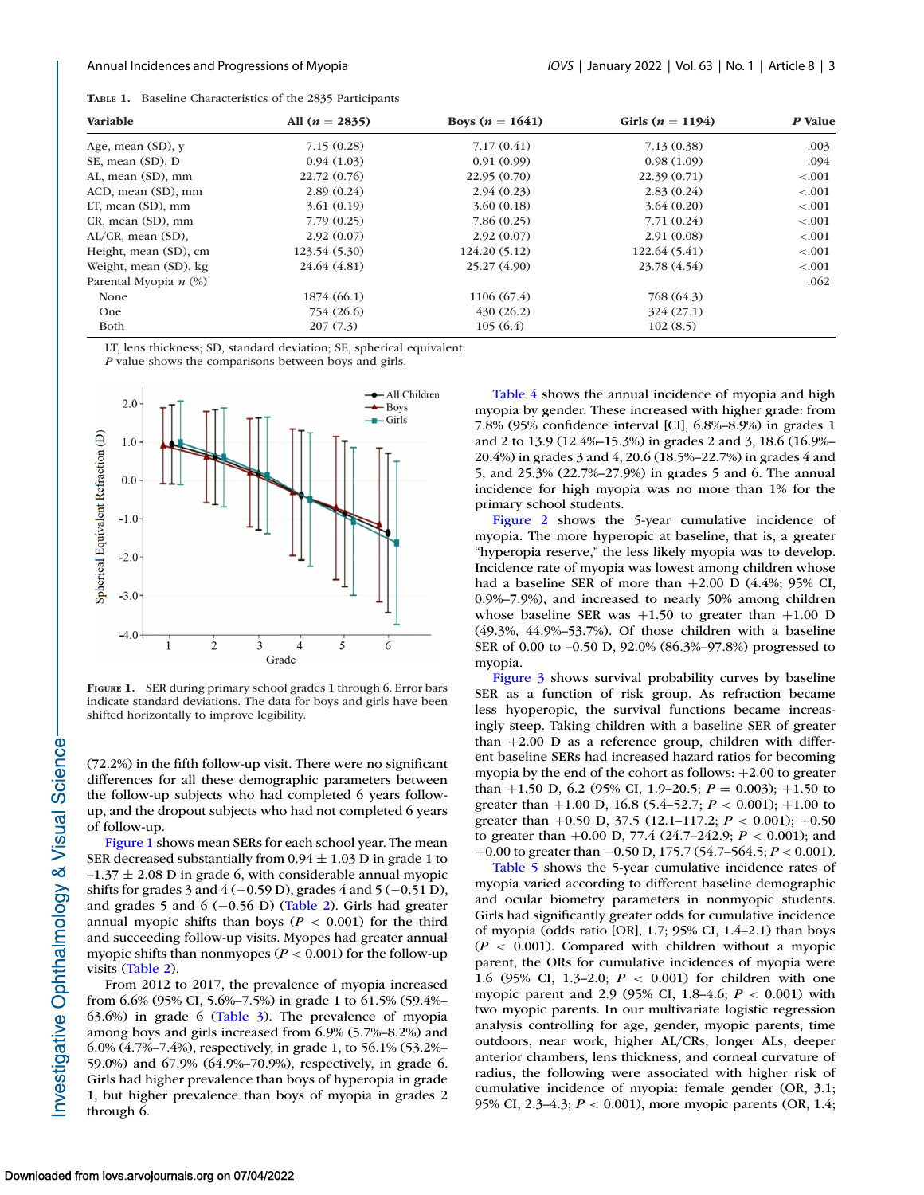**Table 1.** Baseline Characteristics of the 2835 Participants

| Variable | All ($n$ = 2835) | Boys ($n$ = 1641) | Girls ($n$ = 1194) | $P$ Value |
|---|---|---|---|---|
| Age, mean (SD), y | 7.15 (0.28) | 7.17 (0.41) | 7.13 (0.38) | .003 |
| SE, mean (SD), D | 0.94 (1.03) | 0.91 (0.99) | 0.98 (1.09) | .094 |
| AL, mean (SD), mm | 22.72 (0.76) | 22.95 (0.70) | 22.39 (0.71) | <.001 |
| ACD, mean (SD), mm | 2.89 (0.24) | 2.94 (0.23) | 2.83 (0.24) | <.001 |
| LT, mean (SD), mm | 3.61 (0.19) | 3.60 (0.18) | 3.64 (0.20) | <.001 |
| CR, mean (SD), mm | 7.79 (0.25) | 7.86 (0.25) | 7.71 (0.24) | <.001 |
| AL/CR, mean (SD), | 2.92 (0.07) | 2.92 (0.07) | 2.91 (0.08) | <.001 |
| Height, mean (SD), cm | 123.54 (5.30) | 124.20 (5.12) | 122.64 (5.41) | <.001 |
| Weight, mean (SD), kg | 24.64 (4.81) | 25.27 (4.90) | 23.78 (4.54) | <.001 |
| Parental Myopia $n$ (%) | | | | .062 |
| None | 1874 (66.1) | 1106 (67.4) | 768 (64.3) | |
| One | 754 (26.6) | 430 (26.2) | 324 (27.1) | |
| Both | 207 (7.3) | 105 (6.4) | 102 (8.5) | |

LT, lens thickness; SD, standard deviation; SE, spherical equivalent.
$P$ value shows the comparisons between boys and girls.

**Figure 1.** SER during primary school grades 1 through 6. Error bars indicate standard deviations. The data for boys and girls have been shifted horizontally to improve legibility.

(72.2%) in the fifth follow-up visit. There were no significant differences for all these demographic parameters between the follow-up subjects who had completed 6 years follow-up, and the dropout subjects who had not completed 6 years of follow-up.

Figure 1 shows mean SERs for each school year. The mean SER decreased substantially from 0.94 ± 1.03 D in grade 1 to –1.37 ± 2.08 D in grade 6, with considerable annual myopic shifts for grades 3 and 4 (−0.59 D), grades 4 and 5 (−0.51 D), and grades 5 and 6 (−0.56 D) (Table 2). Girls had greater annual myopic shifts than boys ($P$ < 0.001) for the third and succeeding follow-up visits. Myopes had greater annual myopic shifts than nonmyopes ($P$ < 0.001) for the follow-up visits (Table 2).

From 2012 to 2017, the prevalence of myopia increased from 6.6% (95% CI, 5.6%–7.5%) in grade 1 to 61.5% (59.4%–63.6%) in grade 6 (Table 3). The prevalence of myopia among boys and girls increased from 6.9% (5.7%–8.2%) and 6.0% (4.7%–7.4%), respectively, in grade 1, to 56.1% (53.2%–59.0%) and 67.9% (64.9%–70.9%), respectively, in grade 6. Girls had higher prevalence than boys of hyperopia in grade 1, but higher prevalence than boys of myopia in grades 2 through 6.

Table 4 shows the annual incidence of myopia and high myopia by gender. These increased with higher grade: from 7.8% (95% confidence interval [CI], 6.8%–8.9%) in grades 1 and 2 to 13.9 (12.4%–15.3%) in grades 2 and 3, 18.6 (16.9%–20.4%) in grades 3 and 4, 20.6 (18.5%–22.7%) in grades 4 and 5, and 25.3% (22.7%–27.9%) in grades 5 and 6. The annual incidence for high myopia was no more than 1% for the primary school students.

Figure 2 shows the 5-year cumulative incidence of myopia. The more hyperopic at baseline, that is, a greater "hyperopia reserve," the less likely myopia was to develop. Incidence rate of myopia was lowest among children whose had a baseline SER of more than +2.00 D (4.4%; 95% CI, 0.9%–7.9%), and increased to nearly 50% among children whose baseline SER was +1.50 to greater than +1.00 D (49.3%, 44.9%–53.7%). Of those children with a baseline SER of 0.00 to –0.50 D, 92.0% (86.3%–97.8%) progressed to myopia.

Figure 3 shows survival probability curves by baseline SER as a function of risk group. As refraction became less hyoperopic, the survival functions became increasingly steep. Taking children with a baseline SER of greater than +2.00 D as a reference group, children with different baseline SERs had increased hazard ratios for becoming myopia by the end of the cohort as follows: +2.00 to greater than +1.50 D, 6.2 (95% CI, 1.9–20.5; $P$ = 0.003); +1.50 to greater than +1.00 D, 16.8 (5.4–52.7; $P$ < 0.001); +1.00 to greater than +0.50 D, 37.5 (12.1–117.2; $P$ < 0.001); +0.50 to greater than +0.00 D, 77.4 (24.7–242.9; $P$ < 0.001); and +0.00 to greater than −0.50 D, 175.7 (54.7–564.5; $P$ < 0.001).

Table 5 shows the 5-year cumulative incidence rates of myopia varied according to different baseline demographic and ocular biometry parameters in nonmyopic students. Girls had significantly greater odds for cumulative incidence of myopia (odds ratio [OR], 1.7; 95% CI, 1.4–2.1) than boys ($P$ < 0.001). Compared with children without a myopic parent, the ORs for cumulative incidences of myopia were 1.6 (95% CI, 1.3–2.0; $P$ < 0.001) for children with one myopic parent and 2.9 (95% CI, 1.8–4.6; $P$ < 0.001) with two myopic parents. In our multivariate logistic regression analysis controlling for age, gender, myopic parents, time outdoors, near work, higher AL/CRs, longer ALs, deeper anterior chambers, lens thickness, and corneal curvature of radius, the following were associated with higher risk of cumulative incidence of myopia: female gender (OR, 3.1; 95% CI, 2.3–4.3; $P$ < 0.001), more myopic parents (OR, 1.4;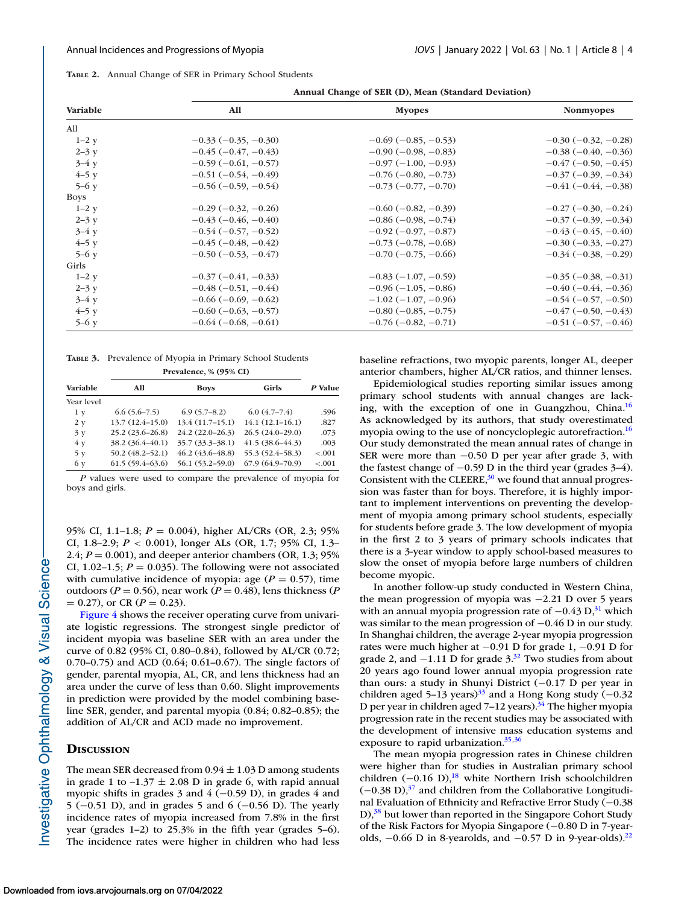**Table 2.** Annual Change of SER in Primary School Students

| Variable | Annual Change of SER (D), Mean (Standard Deviation) | | |
|---|---|---|---|
| | All | Myopes | Nonmyopes |
| All | | | |
| 1–2 y | −0.33 (−0.35, −0.30) | −0.69 (−0.85, −0.53) | −0.30 (−0.32, −0.28) |
| 2–3 y | −0.45 (−0.47, −0.43) | −0.90 (−0.98, −0.83) | −0.38 (−0.40, −0.36) |
| 3–4 y | −0.59 (−0.61, −0.57) | −0.97 (−1.00, −0.93) | −0.47 (−0.50, −0.45) |
| 4–5 y | −0.51 (−0.54, −0.49) | −0.76 (−0.80, −0.73) | −0.37 (−0.39, −0.34) |
| 5–6 y | −0.56 (−0.59, −0.54) | −0.73 (−0.77, −0.70) | −0.41 (−0.44, −0.38) |
| Boys | | | |
| 1–2 y | −0.29 (−0.32, −0.26) | −0.60 (−0.82, −0.39) | −0.27 (−0.30, −0.24) |
| 2–3 y | −0.43 (−0.46, −0.40) | −0.86 (−0.98, −0.74) | −0.37 (−0.39, −0.34) |
| 3–4 y | −0.54 (−0.57, −0.52) | −0.92 (−0.97, −0.87) | −0.43 (−0.45, −0.40) |
| 4–5 y | −0.45 (−0.48, −0.42) | −0.73 (−0.78, −0.68) | −0.30 (−0.33, −0.27) |
| 5–6 y | −0.50 (−0.53, −0.47) | −0.70 (−0.75, −0.66) | −0.34 (−0.38, −0.29) |
| Girls | | | |
| 1–2 y | −0.37 (−0.41, −0.33) | −0.83 (−1.07, −0.59) | −0.35 (−0.38, −0.31) |
| 2–3 y | −0.48 (−0.51, −0.44) | −0.96 (−1.05, −0.86) | −0.40 (−0.44, −0.36) |
| 3–4 y | −0.66 (−0.69, −0.62) | −1.02 (−1.07, −0.96) | −0.54 (−0.57, −0.50) |
| 4–5 y | −0.60 (−0.63, −0.57) | −0.80 (−0.85, −0.75) | −0.47 (−0.50, −0.43) |
| 5–6 y | −0.64 (−0.68, −0.61) | −0.76 (−0.82, −0.71) | −0.51 (−0.57, −0.46) |

**Table 3.** Prevalence of Myopia in Primary School Students

| Variable | Prevalence, % (95% CI) | | | *P* Value |
|---|---|---|---|---|
| | All | Boys | Girls | |
| Year level | | | | |
| 1 y | 6.6 (5.6–7.5) | 6.9 (5.7–8.2) | 6.0 (4.7–7.4) | .596 |
| 2 y | 13.7 (12.4–15.0) | 13.4 (11.7–15.1) | 14.1 (12.1–16.1) | .827 |
| 3 y | 25.2 (23.6–26.8) | 24.2 (22.0–26.3) | 26.5 (24.0–29.0) | .073 |
| 4 y | 38.2 (36.4–40.1) | 35.7 (33.3–38.1) | 41.5 (38.6–44.3) | .003 |
| 5 y | 50.2 (48.2–52.1) | 46.2 (43.6–48.8) | 55.3 (52.4–58.3) | <.001 |
| 6 y | 61.5 (59.4–63.6) | 56.1 (53.2–59.0) | 67.9 (64.9–70.9) | <.001 |

*P* values were used to compare the prevalence of myopia for boys and girls.

95% CI, 1.1–1.8; $P = 0.004$), higher AL/CRs (OR, 2.3; 95% CI, 1.8–2.9; $P < 0.001$), longer ALs (OR, 1.7; 95% CI, 1.3–2.4; $P = 0.001$), and deeper anterior chambers (OR, 1.3; 95% CI, 1.02–1.5; $P = 0.035$). The following were not associated with cumulative incidence of myopia: age ($P = 0.57$), time outdoors ($P = 0.56$), near work ($P = 0.48$), lens thickness ($P = 0.27$), or CR ($P = 0.23$).

Figure 4 shows the receiver operating curve from univariate logistic regressions. The strongest single predictor of incident myopia was baseline SER with an area under the curve of 0.82 (95% CI, 0.80–0.84), followed by AL/CR (0.72; 0.70–0.75) and ACD (0.64; 0.61–0.67). The single factors of gender, parental myopia, AL, CR, and lens thickness had an area under the curve of less than 0.60. Slight improvements in prediction were provided by the model combining baseline SER, gender, and parental myopia (0.84; 0.82–0.85); the addition of AL/CR and ACD made no improvement.

## Discussion

The mean SER decreased from 0.94 ± 1.03 D among students in grade 1 to −1.37 ± 2.08 D in grade 6, with rapid annual myopic shifts in grades 3 and 4 (−0.59 D), in grades 4 and 5 (−0.51 D), and in grades 5 and 6 (−0.56 D). The yearly incidence rates of myopia increased from 7.8% in the first year (grades 1–2) to 25.3% in the fifth year (grades 5–6). The incidence rates were higher in children who had less baseline refractions, two myopic parents, longer AL, deeper anterior chambers, higher AL/CR ratios, and thinner lenses.

Epidemiological studies reporting similar issues among primary school students with annual changes are lacking, with the exception of one in Guangzhou, China.[16] As acknowledged by its authors, that study overestimated myopia owing to the use of noncycloplegic autorefraction.[16] Our study demonstrated the mean annual rates of change in SER were more than −0.50 D per year after grade 3, with the fastest change of −0.59 D in the third year (grades 3–4). Consistent with the CLEERE,[30] we found that annual progression was faster than for boys. Therefore, it is highly important to implement interventions on preventing the development of myopia among primary school students, especially for students before grade 3. The low development of myopia in the first 2 to 3 years of primary schools indicates that there is a 3-year window to apply school-based measures to slow the onset of myopia before large numbers of children become myopic.

In another follow-up study conducted in Western China, the mean progression of myopia was −2.21 D over 5 years with an annual myopia progression rate of −0.43 D,[31] which was similar to the mean progression of −0.46 D in our study. In Shanghai children, the average 2-year myopia progression rates were much higher at −0.91 D for grade 1, −0.91 D for grade 2, and −1.11 D for grade 3.[32] Two studies from about 20 years ago found lower annual myopia progression rate than ours: a study in Shunyi District (−0.17 D per year in children aged 5–13 years)[33] and a Hong Kong study (−0.32 D per year in children aged 7–12 years).[34] The higher myopia progression rate in the recent studies may be associated with the development of intensive mass education systems and exposure to rapid urbanization.[35,36]

The mean myopia progression rates in Chinese children were higher than for studies in Australian primary school children (−0.16 D),[18] white Northern Irish schoolchildren (−0.38 D),[37] and children from the Collaborative Longitudinal Evaluation of Ethnicity and Refractive Error Study (−0.38 D),[38] but lower than reported in the Singapore Cohort Study of the Risk Factors for Myopia Singapore (−0.80 D in 7-year-olds, −0.66 D in 8-yearolds, and −0.57 D in 9-year-olds).[22]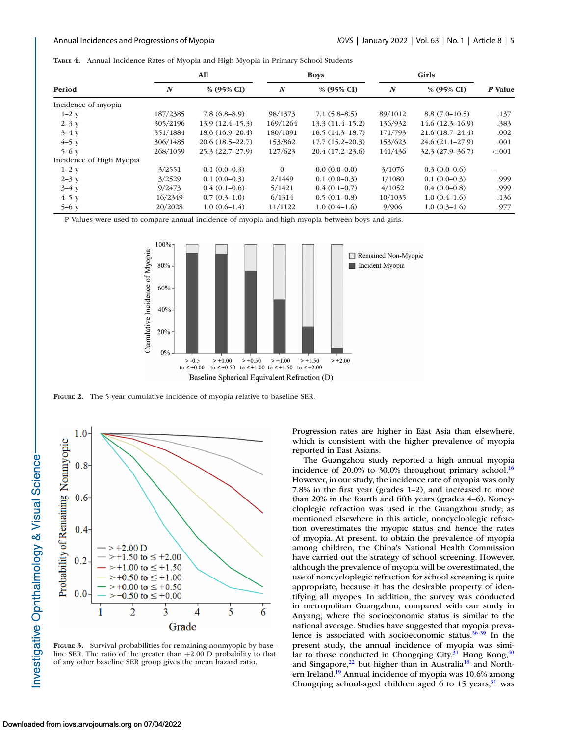**Table 4.** Annual Incidence Rates of Myopia and High Myopia in Primary School Students

| Period | All | | Boys | | Girls | | P Value |
|---|---|---|---|---|---|---|---|
| | *N* | % (95% CI) | *N* | % (95% CI) | *N* | % (95% CI) | |
| Incidence of myopia | | | | | | | |
| 1–2 y | 187/2385 | 7.8 (6.8–8.9) | 98/1373 | 7.1 (5.8–8.5) | 89/1012 | 8.8 (7.0–10.5) | .137 |
| 2–3 y | 305/2196 | 13.9 (12.4–15.3) | 169/1264 | 13.3 (11.4–15.2) | 136/932 | 14.6 (12.3–16.9) | .383 |
| 3–4 y | 351/1884 | 18.6 (16.9–20.4) | 180/1091 | 16.5 (14.3–18.7) | 171/793 | 21.6 (18.7–24.4) | .002 |
| 4–5 y | 306/1485 | 20.6 (18.5–22.7) | 153/862 | 17.7 (15.2–20.3) | 153/623 | 24.6 (21.1–27.9) | .001 |
| 5–6 y | 268/1059 | 25.3 (22.7–27.9) | 127/623 | 20.4 (17.2–23.6) | 141/436 | 32.3 (27.9–36.7) | <.001 |
| Incidence of High Myopia | | | | | | | |
| 1–2 y | 3/2551 | 0.1 (0.0–0.3) | 0 | 0.0 (0.0–0.0) | 3/1076 | 0.3 (0.0–0.6) | – |
| 2–3 y | 3/2529 | 0.1 (0.0–0.3) | 2/1449 | 0.1 (0.0–0.3) | 1/1080 | 0.1 (0.0–0.3) | .999 |
| 3–4 y | 9/2473 | 0.4 (0.1–0.6) | 5/1421 | 0.4 (0.1–0.7) | 4/1052 | 0.4 (0.0–0.8) | .999 |
| 4–5 y | 16/2349 | 0.7 (0.3–1.0) | 6/1314 | 0.5 (0.1–0.8) | 10/1035 | 1.0 (0.4–1.6) | .136 |
| 5–6 y | 20/2028 | 1.0 (0.6–1.4) | 11/1122 | 1.0 (0.4–1.6) | 9/906 | 1.0 (0.3–1.6) | .977 |

P Values were used to compare annual incidence of myopia and high myopia between boys and girls.

**Figure 2.** The 5-year cumulative incidence of myopia relative to baseline SER.

**Figure 3.** Survival probabilities for remaining nonmyopic by baseline SER. The ratio of the greater than +2.00 D probability to that of any other baseline SER group gives the mean hazard ratio.

Progression rates are higher in East Asia than elsewhere, which is consistent with the higher prevalence of myopia reported in East Asians.

The Guangzhou study reported a high annual myopia incidence of 20.0% to 30.0% throughout primary school.[16] However, in our study, the incidence rate of myopia was only 7.8% in the first year (grades 1–2), and increased to more than 20% in the fourth and fifth years (grades 4–6). Noncycloplegic refraction was used in the Guangzhou study; as mentioned elsewhere in this article, noncycloplegic refraction overestimates the myopic status and hence the rates of myopia. At present, to obtain the prevalence of myopia among children, the China's National Health Commission have carried out the strategy of school screening. However, although the prevalence of myopia will be overestimated, the use of noncycloplegic refraction for school screening is quite appropriate, because it has the desirable property of identifying all myopes. In addition, the survey was conducted in metropolitan Guangzhou, compared with our study in Anyang, where the socioeconomic status is similar to the national average. Studies have suggested that myopia prevalence is associated with socioeconomic status.[36,39] In the present study, the annual incidence of myopia was similar to those conducted in Chongqing City,[31] Hong Kong,[40] and Singapore,[22] but higher than in Australia[18] and Northern Ireland.[19] Annual incidence of myopia was 10.6% among Chongqing school-aged children aged 6 to 15 years,[31] was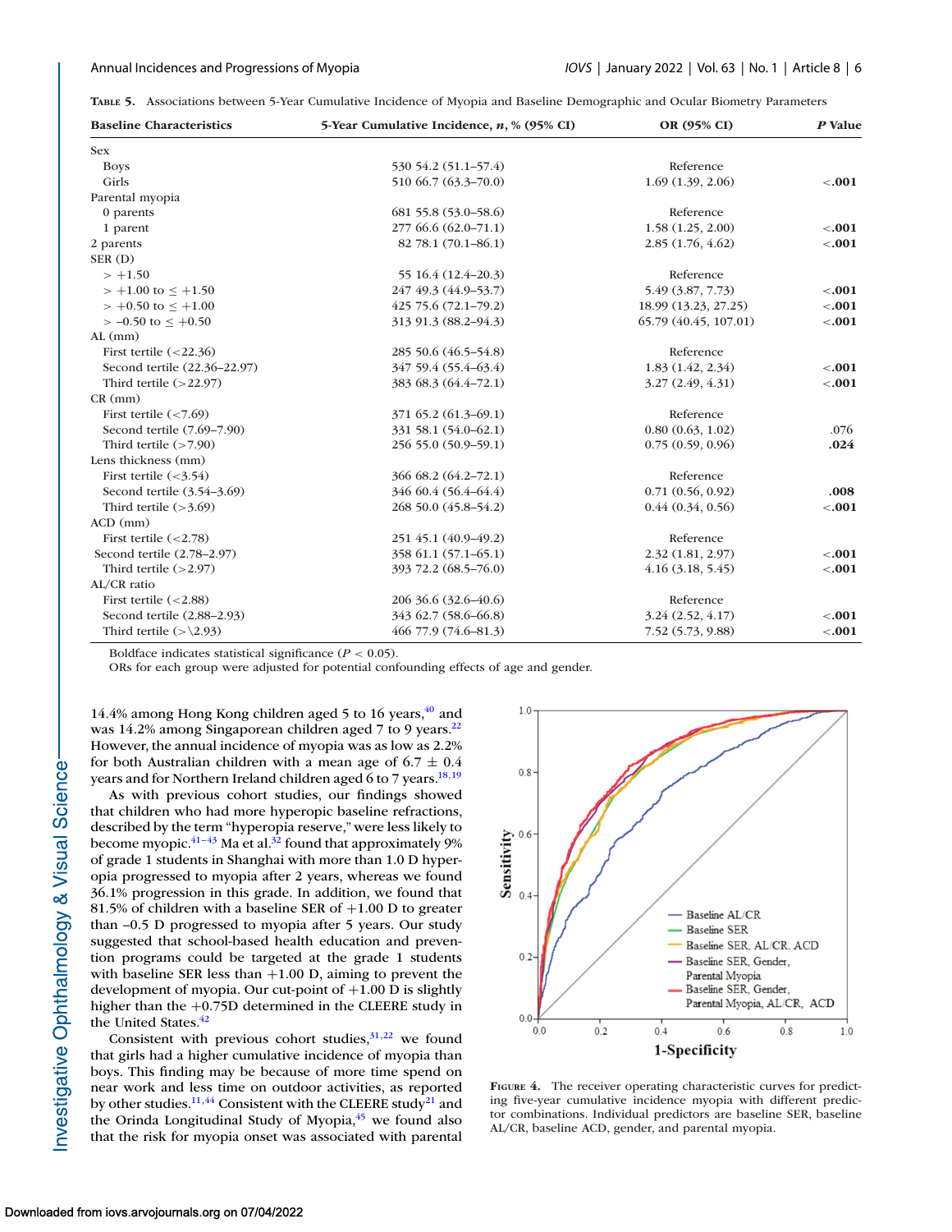**Table 5.** Associations between 5-Year Cumulative Incidence of Myopia and Baseline Demographic and Ocular Biometry Parameters

| Baseline Characteristics | 5-Year Cumulative Incidence, n, % (95% CI) | OR (95% CI) | P Value |
|---|---|---|---|
| Sex | | | |
| Boys | 530 54.2 (51.1–57.4) | Reference | |
| Girls | 510 66.7 (63.3–70.0) | 1.69 (1.39, 2.06) | **<.001** |
| Parental myopia | | | |
| 0 parents | 681 55.8 (53.0–58.6) | Reference | |
| 1 parent | 277 66.6 (62.0–71.1) | 1.58 (1.25, 2.00) | **<.001** |
| 2 parents | 82 78.1 (70.1–86.1) | 2.85 (1.76, 4.62) | **<.001** |
| SER (D) | | | |
| > +1.50 | 55 16.4 (12.4–20.3) | Reference | |
| > +1.00 to ≤ +1.50 | 247 49.3 (44.9–53.7) | 5.49 (3.87, 7.73) | **<.001** |
| > +0.50 to ≤ +1.00 | 425 75.6 (72.1–79.2) | 18.99 (13.23, 27.25) | **<.001** |
| > −0.50 to ≤ +0.50 | 313 91.3 (88.2–94.3) | 65.79 (40.45, 107.01) | **<.001** |
| AL (mm) | | | |
| First tertile (<22.36) | 285 50.6 (46.5–54.8) | Reference | |
| Second tertile (22.36–22.97) | 347 59.4 (55.4–63.4) | 1.83 (1.42, 2.34) | **<.001** |
| Third tertile (>22.97) | 383 68.3 (64.4–72.1) | 3.27 (2.49, 4.31) | **<.001** |
| CR (mm) | | | |
| First tertile (<7.69) | 371 65.2 (61.3–69.1) | Reference | |
| Second tertile (7.69–7.90) | 331 58.1 (54.0–62.1) | 0.80 (0.63, 1.02) | .076 |
| Third tertile (>7.90) | 256 55.0 (50.9–59.1) | 0.75 (0.59, 0.96) | **.024** |
| Lens thickness (mm) | | | |
| First tertile (<3.54) | 366 68.2 (64.2–72.1) | Reference | |
| Second tertile (3.54–3.69) | 346 60.4 (56.4–64.4) | 0.71 (0.56, 0.92) | **.008** |
| Third tertile (>3.69) | 268 50.0 (45.8–54.2) | 0.44 (0.34, 0.56) | **<.001** |
| ACD (mm) | | | |
| First tertile (<2.78) | 251 45.1 (40.9–49.2) | Reference | |
| Second tertile (2.78–2.97) | 358 61.1 (57.1–65.1) | 2.32 (1.81, 2.97) | **<.001** |
| Third tertile (>2.97) | 393 72.2 (68.5–76.0) | 4.16 (3.18, 5.45) | **<.001** |
| AL/CR ratio | | | |
| First tertile (<2.88) | 206 36.6 (32.6–40.6) | Reference | |
| Second tertile (2.88–2.93) | 343 62.7 (58.6–66.8) | 3.24 (2.52, 4.17) | **<.001** |
| Third tertile (>\2.93) | 466 77.9 (74.6–81.3) | 7.52 (5.73, 9.88) | **<.001** |

Boldface indicates statistical significance ($P < 0.05$).
ORs for each group were adjusted for potential confounding effects of age and gender.

14.4% among Hong Kong children aged 5 to 16 years,[40] and was 14.2% among Singaporean children aged 7 to 9 years.[22] However, the annual incidence of myopia was as low as 2.2% for both Australian children with a mean age of 6.7 ± 0.4 years and for Northern Ireland children aged 6 to 7 years.[18,19]

As with previous cohort studies, our findings showed that children who had more hyperopic baseline refractions, described by the term "hyperopia reserve," were less likely to become myopic.[41–43] Ma et al.[32] found that approximately 9% of grade 1 students in Shanghai with more than 1.0 D hyperopia progressed to myopia after 2 years, whereas we found 36.1% progression in this grade. In addition, we found that 81.5% of children with a baseline SER of +1.00 D to greater than –0.5 D progressed to myopia after 5 years. Our study suggested that school-based health education and prevention programs could be targeted at the grade 1 students with baseline SER less than +1.00 D, aiming to prevent the development of myopia. Our cut-point of +1.00 D is slightly higher than the +0.75D determined in the CLEERE study in the United States.[42]

Consistent with previous cohort studies,[31,22] we found that girls had a higher cumulative incidence of myopia than boys. This finding may be because of more time spend on near work and less time on outdoor activities, as reported by other studies.[11,44] Consistent with the CLEERE study[21] and the Orinda Longitudinal Study of Myopia,[45] we found also that the risk for myopia onset was associated with parental

**Figure 4.** The receiver operating characteristic curves for predicting five-year cumulative incidence myopia with different predictor combinations. Individual predictors are baseline SER, baseline AL/CR, baseline ACD, gender, and parental myopia.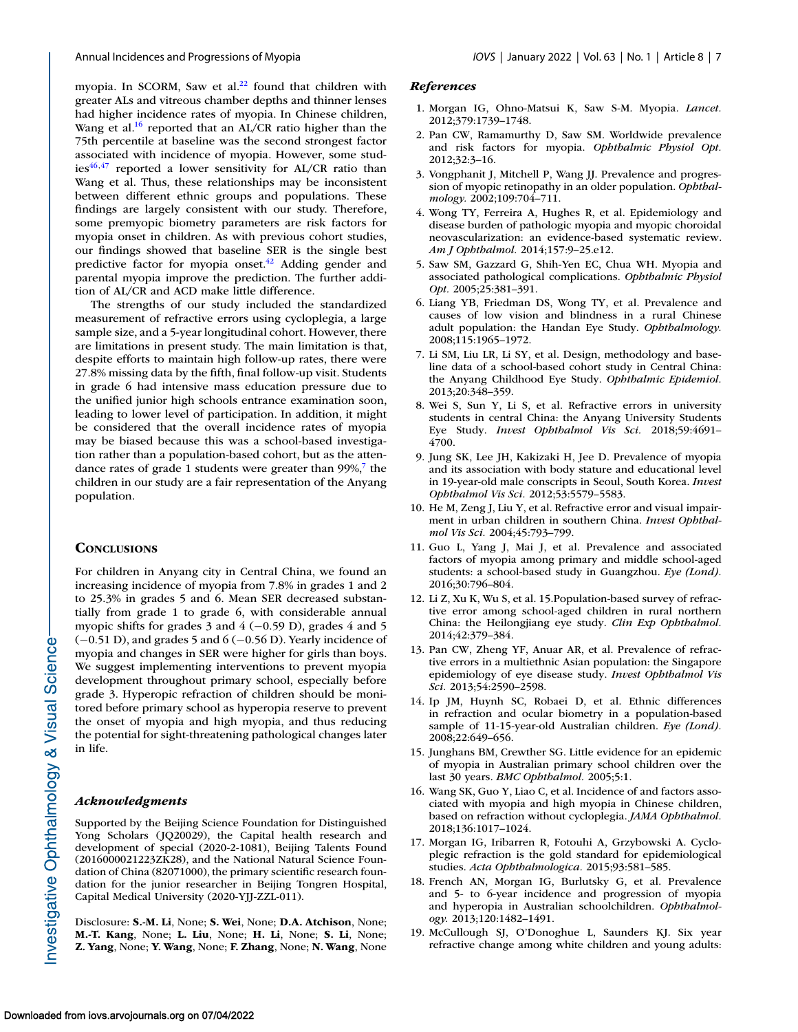myopia. In SCORM, Saw et al.[22] found that children with greater ALs and vitreous chamber depths and thinner lenses had higher incidence rates of myopia. In Chinese children, Wang et al.[16] reported that an AL/CR ratio higher than the 75th percentile at baseline was the second strongest factor associated with incidence of myopia. However, some studies[46,47] reported a lower sensitivity for AL/CR ratio than Wang et al. Thus, these relationships may be inconsistent between different ethnic groups and populations. These findings are largely consistent with our study. Therefore, some premyopic biometry parameters are risk factors for myopia onset in children. As with previous cohort studies, our findings showed that baseline SER is the single best predictive factor for myopia onset.[42] Adding gender and parental myopia improve the prediction. The further addition of AL/CR and ACD make little difference.

The strengths of our study included the standardized measurement of refractive errors using cycloplegia, a large sample size, and a 5-year longitudinal cohort. However, there are limitations in present study. The main limitation is that, despite efforts to maintain high follow-up rates, there were 27.8% missing data by the fifth, final follow-up visit. Students in grade 6 had intensive mass education pressure due to the unified junior high schools entrance examination soon, leading to lower level of participation. In addition, it might be considered that the overall incidence rates of myopia may be biased because this was a school-based investigation rather than a population-based cohort, but as the attendance rates of grade 1 students were greater than 99%,[7] the children in our study are a fair representation of the Anyang population.

## Conclusions

For children in Anyang city in Central China, we found an increasing incidence of myopia from 7.8% in grades 1 and 2 to 25.3% in grades 5 and 6. Mean SER decreased substantially from grade 1 to grade 6, with considerable annual myopic shifts for grades 3 and 4 (−0.59 D), grades 4 and 5 (−0.51 D), and grades 5 and 6 (−0.56 D). Yearly incidence of myopia and changes in SER were higher for girls than boys. We suggest implementing interventions to prevent myopia development throughout primary school, especially before grade 3. Hyperopic refraction of children should be monitored before primary school as hyperopia reserve to prevent the onset of myopia and high myopia, and thus reducing the potential for sight-threatening pathological changes later in life.

### *Acknowledgments*

Supported by the Beijing Science Foundation for Distinguished Yong Scholars (JQ20029), the Capital health research and development of special (2020-2-1081), Beijing Talents Found (2016000021223ZK28), and the National Natural Science Foundation of China (82071000), the primary scientific research foundation for the junior researcher in Beijing Tongren Hospital, Capital Medical University (2020-YJJ-ZZL-011).

Disclosure: **S.-M. Li**, None; **S. Wei**, None; **D.A. Atchison**, None; **M.-T. Kang**, None; **L. Liu**, None; **H. Li**, None; **S. Li**, None; **Z. Yang**, None; **Y. Wang**, None; **F. Zhang**, None; **N. Wang**, None

### *References*

1. Morgan IG, Ohno-Matsui K, Saw S-M. Myopia. *Lancet.* 2012;379:1739–1748.
2. Pan CW, Ramamurthy D, Saw SM. Worldwide prevalence and risk factors for myopia. *Ophthalmic Physiol Opt.* 2012;32:3–16.
3. Vongphanit J, Mitchell P, Wang JJ. Prevalence and progression of myopic retinopathy in an older population. *Ophthalmology.* 2002;109:704–711.
4. Wong TY, Ferreira A, Hughes R, et al. Epidemiology and disease burden of pathologic myopia and myopic choroidal neovascularization: an evidence-based systematic review. *Am J Ophthalmol.* 2014;157:9–25.e12.
5. Saw SM, Gazzard G, Shih-Yen EC, Chua WH. Myopia and associated pathological complications. *Ophthalmic Physiol Opt.* 2005;25:381–391.
6. Liang YB, Friedman DS, Wong TY, et al. Prevalence and causes of low vision and blindness in a rural Chinese adult population: the Handan Eye Study. *Ophthalmology.* 2008;115:1965–1972.
7. Li SM, Liu LR, Li SY, et al. Design, methodology and baseline data of a school-based cohort study in Central China: the Anyang Childhood Eye Study. *Ophthalmic Epidemiol.* 2013;20:348–359.
8. Wei S, Sun Y, Li S, et al. Refractive errors in university students in central China: the Anyang University Students Eye Study. *Invest Ophthalmol Vis Sci.* 2018;59:4691–4700.
9. Jung SK, Lee JH, Kakizaki H, Jee D. Prevalence of myopia and its association with body stature and educational level in 19-year-old male conscripts in Seoul, South Korea. *Invest Ophthalmol Vis Sci.* 2012;53:5579–5583.
10. He M, Zeng J, Liu Y, et al. Refractive error and visual impairment in urban children in southern China. *Invest Ophthalmol Vis Sci.* 2004;45:793–799.
11. Guo L, Yang J, Mai J, et al. Prevalence and associated factors of myopia among primary and middle school-aged students: a school-based study in Guangzhou. *Eye (Lond).* 2016;30:796–804.
12. Li Z, Xu K, Wu S, et al. 15.Population-based survey of refractive error among school-aged children in rural northern China: the Heilongjiang eye study. *Clin Exp Ophthalmol.* 2014;42:379–384.
13. Pan CW, Zheng YF, Anuar AR, et al. Prevalence of refractive errors in a multiethnic Asian population: the Singapore epidemiology of eye disease study. *Invest Ophthalmol Vis Sci.* 2013;54:2590–2598.
14. Ip JM, Huynh SC, Robaei D, et al. Ethnic differences in refraction and ocular biometry in a population-based sample of 11-15-year-old Australian children. *Eye (Lond).* 2008;22:649–656.
15. Junghans BM, Crewther SG. Little evidence for an epidemic of myopia in Australian primary school children over the last 30 years. *BMC Ophthalmol.* 2005;5:1.
16. Wang SK, Guo Y, Liao C, et al. Incidence of and factors associated with myopia and high myopia in Chinese children, based on refraction without cycloplegia. *JAMA Ophthalmol.* 2018;136:1017–1024.
17. Morgan IG, Iribarren R, Fotouhi A, Grzybowski A. Cycloplegic refraction is the gold standard for epidemiological studies. *Acta Ophthalmologica.* 2015;93:581–585.
18. French AN, Morgan IG, Burlutsky G, et al. Prevalence and 5- to 6-year incidence and progression of myopia and hyperopia in Australian schoolchildren. *Ophthalmology.* 2013;120:1482–1491.
19. McCullough SJ, O'Donoghue L, Saunders KJ. Six year refractive change among white children and young adults: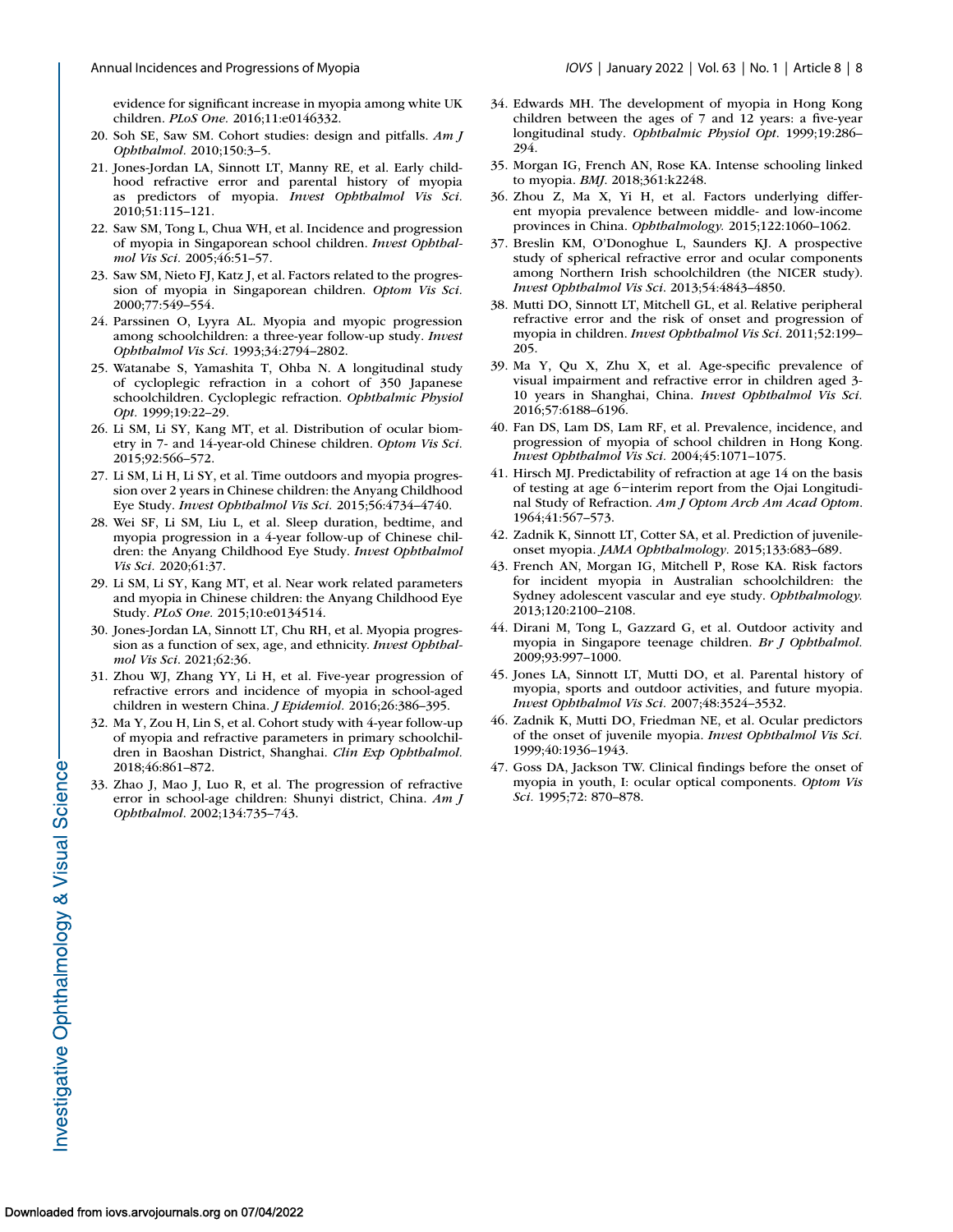evidence for significant increase in myopia among white UK children. *PLoS One.* 2016;11:e0146332.

20. Soh SE, Saw SM. Cohort studies: design and pitfalls. *Am J Ophthalmol.* 2010;150:3–5.
21. Jones-Jordan LA, Sinnott LT, Manny RE, et al. Early childhood refractive error and parental history of myopia as predictors of myopia. *Invest Ophthalmol Vis Sci.* 2010;51:115–121.
22. Saw SM, Tong L, Chua WH, et al. Incidence and progression of myopia in Singaporean school children. *Invest Ophthalmol Vis Sci.* 2005;46:51–57.
23. Saw SM, Nieto FJ, Katz J, et al. Factors related to the progression of myopia in Singaporean children. *Optom Vis Sci.* 2000;77:549–554.
24. Parssinen O, Lyyra AL. Myopia and myopic progression among schoolchildren: a three-year follow-up study. *Invest Ophthalmol Vis Sci.* 1993;34:2794–2802.
25. Watanabe S, Yamashita T, Ohba N. A longitudinal study of cycloplegic refraction in a cohort of 350 Japanese schoolchildren. Cycloplegic refraction. *Ophthalmic Physiol Opt.* 1999;19:22–29.
26. Li SM, Li SY, Kang MT, et al. Distribution of ocular biometry in 7- and 14-year-old Chinese children. *Optom Vis Sci.* 2015;92:566–572.
27. Li SM, Li H, Li SY, et al. Time outdoors and myopia progression over 2 years in Chinese children: the Anyang Childhood Eye Study. *Invest Ophthalmol Vis Sci.* 2015;56:4734–4740.
28. Wei SF, Li SM, Liu L, et al. Sleep duration, bedtime, and myopia progression in a 4-year follow-up of Chinese children: the Anyang Childhood Eye Study. *Invest Ophthalmol Vis Sci.* 2020;61:37.
29. Li SM, Li SY, Kang MT, et al. Near work related parameters and myopia in Chinese children: the Anyang Childhood Eye Study. *PLoS One.* 2015;10:e0134514.
30. Jones-Jordan LA, Sinnott LT, Chu RH, et al. Myopia progression as a function of sex, age, and ethnicity. *Invest Ophthalmol Vis Sci.* 2021;62:36.
31. Zhou WJ, Zhang YY, Li H, et al. Five-year progression of refractive errors and incidence of myopia in school-aged children in western China. *J Epidemiol.* 2016;26:386–395.
32. Ma Y, Zou H, Lin S, et al. Cohort study with 4-year follow-up of myopia and refractive parameters in primary schoolchildren in Baoshan District, Shanghai. *Clin Exp Ophthalmol.* 2018;46:861–872.
33. Zhao J, Mao J, Luo R, et al. The progression of refractive error in school-age children: Shunyi district, China. *Am J Ophthalmol.* 2002;134:735–743.
34. Edwards MH. The development of myopia in Hong Kong children between the ages of 7 and 12 years: a five-year longitudinal study. *Ophthalmic Physiol Opt.* 1999;19:286–294.
35. Morgan IG, French AN, Rose KA. Intense schooling linked to myopia. *BMJ.* 2018;361:k2248.
36. Zhou Z, Ma X, Yi H, et al. Factors underlying different myopia prevalence between middle- and low-income provinces in China. *Ophthalmology.* 2015;122:1060–1062.
37. Breslin KM, O'Donoghue L, Saunders KJ. A prospective study of spherical refractive error and ocular components among Northern Irish schoolchildren (the NICER study). *Invest Ophthalmol Vis Sci.* 2013;54:4843–4850.
38. Mutti DO, Sinnott LT, Mitchell GL, et al. Relative peripheral refractive error and the risk of onset and progression of myopia in children. *Invest Ophthalmol Vis Sci.* 2011;52:199–205.
39. Ma Y, Qu X, Zhu X, et al. Age-specific prevalence of visual impairment and refractive error in children aged 3-10 years in Shanghai, China. *Invest Ophthalmol Vis Sci.* 2016;57:6188–6196.
40. Fan DS, Lam DS, Lam RF, et al. Prevalence, incidence, and progression of myopia of school children in Hong Kong. *Invest Ophthalmol Vis Sci.* 2004;45:1071–1075.
41. Hirsch MJ. Predictability of refraction at age 14 on the basis of testing at age 6−interim report from the Ojai Longitudinal Study of Refraction. *Am J Optom Arch Am Acad Optom.* 1964;41:567–573.
42. Zadnik K, Sinnott LT, Cotter SA, et al. Prediction of juvenile-onset myopia. *JAMA Ophthalmology.* 2015;133:683–689.
43. French AN, Morgan IG, Mitchell P, Rose KA. Risk factors for incident myopia in Australian schoolchildren: the Sydney adolescent vascular and eye study. *Ophthalmology.* 2013;120:2100–2108.
44. Dirani M, Tong L, Gazzard G, et al. Outdoor activity and myopia in Singapore teenage children. *Br J Ophthalmol.* 2009;93:997–1000.
45. Jones LA, Sinnott LT, Mutti DO, et al. Parental history of myopia, sports and outdoor activities, and future myopia. *Invest Ophthalmol Vis Sci.* 2007;48:3524–3532.
46. Zadnik K, Mutti DO, Friedman NE, et al. Ocular predictors of the onset of juvenile myopia. *Invest Ophthalmol Vis Sci.* 1999;40:1936–1943.
47. Goss DA, Jackson TW. Clinical findings before the onset of myopia in youth, I: ocular optical components. *Optom Vis Sci.* 1995;72: 870–878.